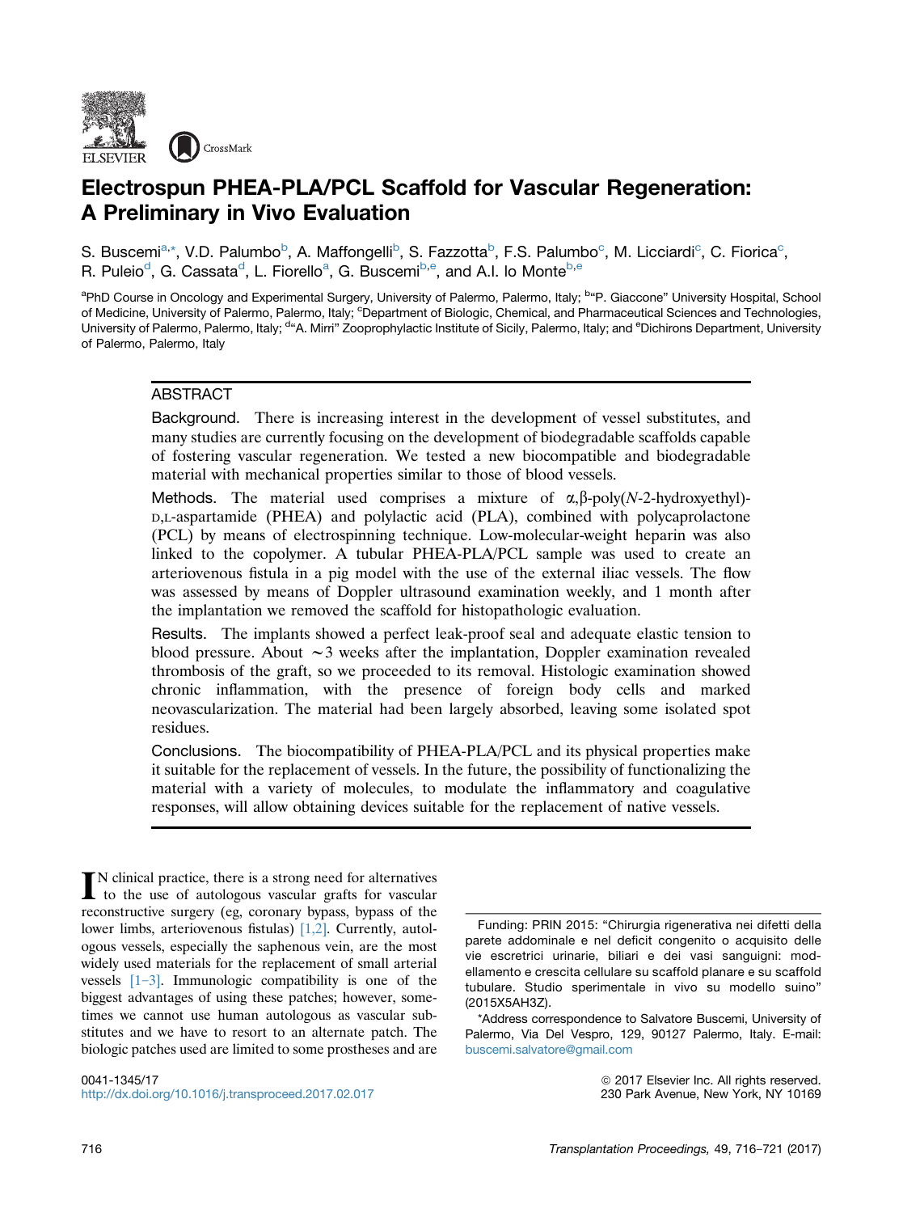# Electrospun PHEA-PLA/PCL Scaffold for Vascular Regeneration: A Preliminary in Vivo Evaluation

S. Buscemi[a,*], V.D. Palumbo[b], A. Maffongelli[b], S. Fazzotta[b], F.S. Palumbo[c], M. Licciardi[c], C. Fiorica[c], R. Puleio[d], G. Cassata[d], L. Fiorello[a], G. Buscemi[b,e], and A.I. lo Monte[b,e]

[a]PhD Course in Oncology and Experimental Surgery, University of Palermo, Palermo, Italy; [b]"P. Giaccone" University Hospital, School of Medicine, University of Palermo, Palermo, Italy; [c]Department of Biologic, Chemical, and Pharmaceutical Sciences and Technologies, University of Palermo, Palermo, Italy; [d]"A. Mirri" Zooprophylactic Institute of Sicily, Palermo, Italy; and [e]Dichirons Department, University of Palermo, Palermo, Italy

## ABSTRACT

**Background.** There is increasing interest in the development of vessel substitutes, and many studies are currently focusing on the development of biodegradable scaffolds capable of fostering vascular regeneration. We tested a new biocompatible and biodegradable material with mechanical properties similar to those of blood vessels.

**Methods.** The material used comprises a mixture of α,β-poly(*N*-2-hydroxyethyl)-D,L-aspartamide (PHEA) and polylactic acid (PLA), combined with polycaprolactone (PCL) by means of electrospinning technique. Low-molecular-weight heparin was also linked to the copolymer. A tubular PHEA-PLA/PCL sample was used to create an arteriovenous fistula in a pig model with the use of the external iliac vessels. The flow was assessed by means of Doppler ultrasound examination weekly, and 1 month after the implantation we removed the scaffold for histopathologic evaluation.

**Results.** The implants showed a perfect leak-proof seal and adequate elastic tension to blood pressure. About ∼3 weeks after the implantation, Doppler examination revealed thrombosis of the graft, so we proceeded to its removal. Histologic examination showed chronic inflammation, with the presence of foreign body cells and marked neovascularization. The material had been largely absorbed, leaving some isolated spot residues.

**Conclusions.** The biocompatibility of PHEA-PLA/PCL and its physical properties make it suitable for the replacement of vessels. In the future, the possibility of functionalizing the material with a variety of molecules, to modulate the inflammatory and coagulative responses, will allow obtaining devices suitable for the replacement of native vessels.

IN clinical practice, there is a strong need for alternatives to the use of autologous vascular grafts for vascular reconstructive surgery (eg, coronary bypass, bypass of the lower limbs, arteriovenous fistulas) [1,2]. Currently, autologous vessels, especially the saphenous vein, are the most widely used materials for the replacement of small arterial vessels [1–3]. Immunologic compatibility is one of the biggest advantages of using these patches; however, sometimes we cannot use human autologous as vascular substitutes and we have to resort to an alternate patch. The biologic patches used are limited to some prostheses and are

Funding: PRIN 2015: "Chirurgia rigenerativa nei difetti della parete addominale e nel deficit congenito o acquisito delle vie escretrici urinarie, biliari e dei vasi sanguigni: modellamento e crescita cellulare su scaffold planare e su scaffold tubulare. Studio sperimentale in vivo su modello suino" (2015X5AH3Z).

*Address correspondence to Salvatore Buscemi, University of Palermo, Via Del Vespro, 129, 90127 Palermo, Italy. E-mail: buscemi.salvatore@gmail.com

0041-1345/17
http://dx.doi.org/10.1016/j.transproceed.2017.02.017

© 2017 Elsevier Inc. All rights reserved.
230 Park Avenue, New York, NY 10169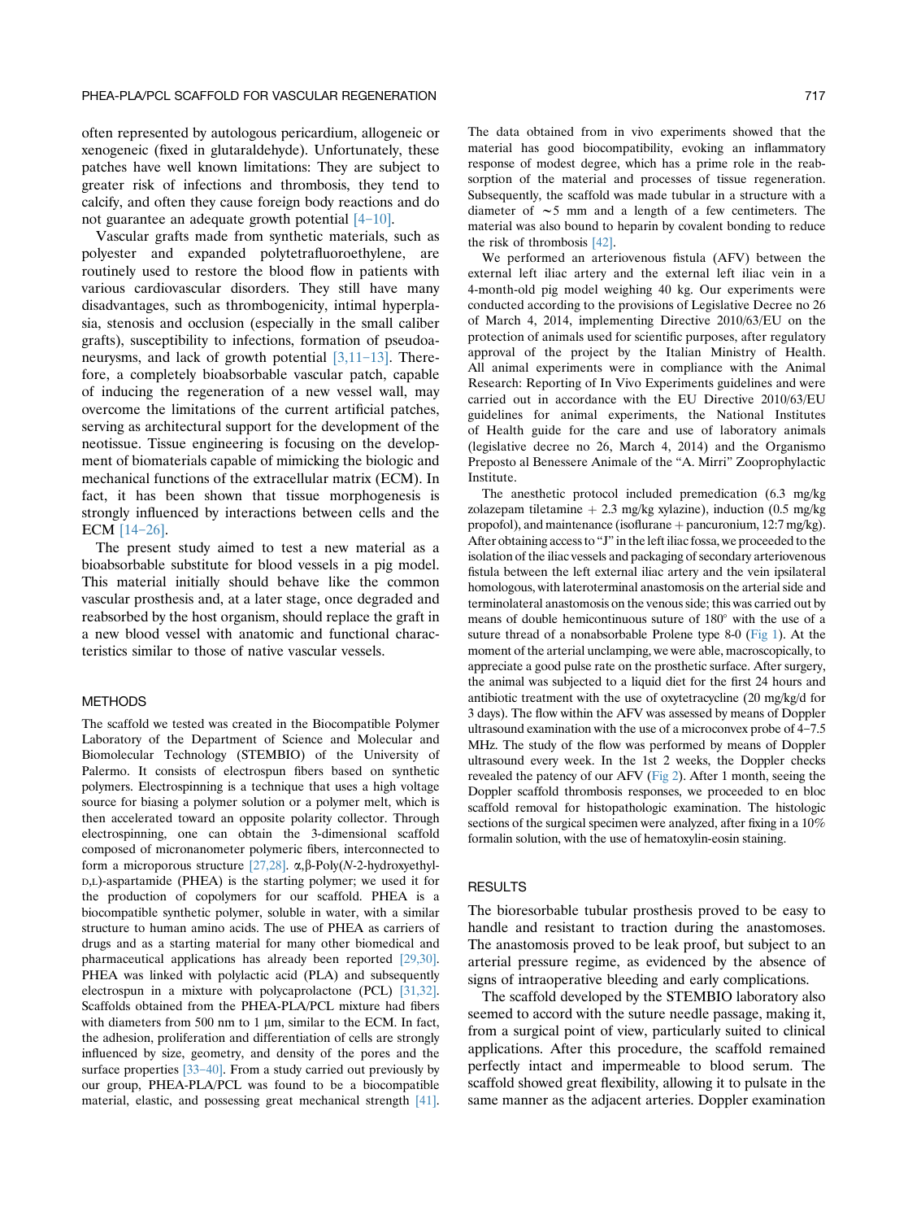often represented by autologous pericardium, allogeneic or xenogeneic (fixed in glutaraldehyde). Unfortunately, these patches have well known limitations: They are subject to greater risk of infections and thrombosis, they tend to calcify, and often they cause foreign body reactions and do not guarantee an adequate growth potential [4–10].

Vascular grafts made from synthetic materials, such as polyester and expanded polytetrafluoroethylene, are routinely used to restore the blood flow in patients with various cardiovascular disorders. They still have many disadvantages, such as thrombogenicity, intimal hyperplasia, stenosis and occlusion (especially in the small caliber grafts), susceptibility to infections, formation of pseudoaneurysms, and lack of growth potential [3,11–13]. Therefore, a completely bioabsorbable vascular patch, capable of inducing the regeneration of a new vessel wall, may overcome the limitations of the current artificial patches, serving as architectural support for the development of the neotissue. Tissue engineering is focusing on the development of biomaterials capable of mimicking the biologic and mechanical functions of the extracellular matrix (ECM). In fact, it has been shown that tissue morphogenesis is strongly influenced by interactions between cells and the ECM [14–26].

The present study aimed to test a new material as a bioabsorbable substitute for blood vessels in a pig model. This material initially should behave like the common vascular prosthesis and, at a later stage, once degraded and reabsorbed by the host organism, should replace the graft in a new blood vessel with anatomic and functional characteristics similar to those of native vascular vessels.

## METHODS

The scaffold we tested was created in the Biocompatible Polymer Laboratory of the Department of Science and Molecular and Biomolecular Technology (STEMBIO) of the University of Palermo. It consists of electrospun fibers based on synthetic polymers. Electrospinning is a technique that uses a high voltage source for biasing a polymer solution or a polymer melt, which is then accelerated toward an opposite polarity collector. Through electrospinning, one can obtain the 3-dimensional scaffold composed of micronanometer polymeric fibers, interconnected to form a microporous structure [27,28]. α,β-Poly(*N*-2-hydroxyethyl-D,L)-aspartamide (PHEA) is the starting polymer; we used it for the production of copolymers for our scaffold. PHEA is a biocompatible synthetic polymer, soluble in water, with a similar structure to human amino acids. The use of PHEA as carriers of drugs and as a starting material for many other biomedical and pharmaceutical applications has already been reported [29,30]. PHEA was linked with polylactic acid (PLA) and subsequently electrospun in a mixture with polycaprolactone (PCL) [31,32]. Scaffolds obtained from the PHEA-PLA/PCL mixture had fibers with diameters from 500 nm to 1 μm, similar to the ECM. In fact, the adhesion, proliferation and differentiation of cells are strongly influenced by size, geometry, and density of the pores and the surface properties [33–40]. From a study carried out previously by our group, PHEA-PLA/PCL was found to be a biocompatible material, elastic, and possessing great mechanical strength [41]. The data obtained from in vivo experiments showed that the material has good biocompatibility, evoking an inflammatory response of modest degree, which has a prime role in the reabsorption of the material and processes of tissue regeneration. Subsequently, the scaffold was made tubular in a structure with a diameter of ∼5 mm and a length of a few centimeters. The material was also bound to heparin by covalent bonding to reduce the risk of thrombosis [42].

We performed an arteriovenous fistula (AFV) between the external left iliac artery and the external left iliac vein in a 4-month-old pig model weighing 40 kg. Our experiments were conducted according to the provisions of Legislative Decree no 26 of March 4, 2014, implementing Directive 2010/63/EU on the protection of animals used for scientific purposes, after regulatory approval of the project by the Italian Ministry of Health. All animal experiments were in compliance with the Animal Research: Reporting of In Vivo Experiments guidelines and were carried out in accordance with the EU Directive 2010/63/EU guidelines for animal experiments, the National Institutes of Health guide for the care and use of laboratory animals (legislative decree no 26, March 4, 2014) and the Organismo Preposto al Benessere Animale of the "A. Mirri" Zooprophylactic Institute.

The anesthetic protocol included premedication (6.3 mg/kg zolazepam tiletamine + 2.3 mg/kg xylazine), induction (0.5 mg/kg propofol), and maintenance (isoflurane + pancuronium, 12:7 mg/kg). After obtaining access to "J" in the left iliac fossa, we proceeded to the isolation of the iliac vessels and packaging of secondary arteriovenous fistula between the left external iliac artery and the vein ipsilateral homologous, with lateroterminal anastomosis on the arterial side and terminolateral anastomosis on the venous side; this was carried out by means of double hemicontinuous suture of 180° with the use of a suture thread of a nonabsorbable Prolene type 8-0 (Fig 1). At the moment of the arterial unclamping, we were able, macroscopically, to appreciate a good pulse rate on the prosthetic surface. After surgery, the animal was subjected to a liquid diet for the first 24 hours and antibiotic treatment with the use of oxytetracycline (20 mg/kg/d for 3 days). The flow within the AFV was assessed by means of Doppler ultrasound examination with the use of a microconvex probe of 4–7.5 MHz. The study of the flow was performed by means of Doppler ultrasound every week. In the 1st 2 weeks, the Doppler checks revealed the patency of our AFV (Fig 2). After 1 month, seeing the Doppler scaffold thrombosis responses, we proceeded to en bloc scaffold removal for histopathologic examination. The histologic sections of the surgical specimen were analyzed, after fixing in a 10% formalin solution, with the use of hematoxylin-eosin staining.

## RESULTS

The bioresorbable tubular prosthesis proved to be easy to handle and resistant to traction during the anastomoses. The anastomosis proved to be leak proof, but subject to an arterial pressure regime, as evidenced by the absence of signs of intraoperative bleeding and early complications.

The scaffold developed by the STEMBIO laboratory also seemed to accord with the suture needle passage, making it, from a surgical point of view, particularly suited to clinical applications. After this procedure, the scaffold remained perfectly intact and impermeable to blood serum. The scaffold showed great flexibility, allowing it to pulsate in the same manner as the adjacent arteries. Doppler examination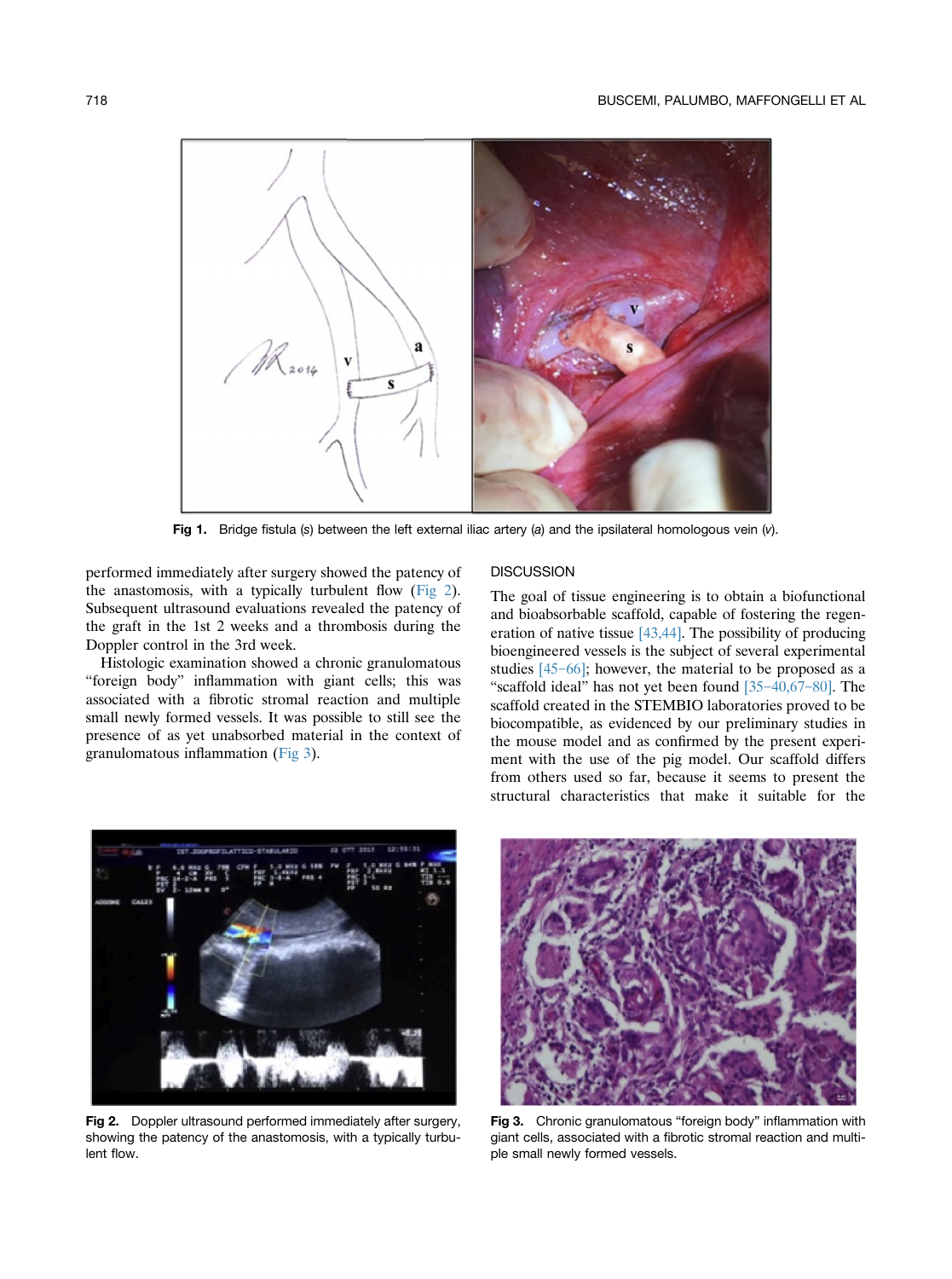Fig 1. Bridge fistula (s) between the left external iliac artery (a) and the ipsilateral homologous vein (v).

performed immediately after surgery showed the patency of the anastomosis, with a typically turbulent flow (Fig 2). Subsequent ultrasound evaluations revealed the patency of the graft in the 1st 2 weeks and a thrombosis during the Doppler control in the 3rd week.

Histologic examination showed a chronic granulomatous "foreign body" inflammation with giant cells; this was associated with a fibrotic stromal reaction and multiple small newly formed vessels. It was possible to still see the presence of as yet unabsorbed material in the context of granulomatous inflammation (Fig 3).

## DISCUSSION

The goal of tissue engineering is to obtain a biofunctional and bioabsorbable scaffold, capable of fostering the regeneration of native tissue [43,44]. The possibility of producing bioengineered vessels is the subject of several experimental studies [45–66]; however, the material to be proposed as a "scaffold ideal" has not yet been found [35–40,67–80]. The scaffold created in the STEMBIO laboratories proved to be biocompatible, as evidenced by our preliminary studies in the mouse model and as confirmed by the present experiment with the use of the pig model. Our scaffold differs from others used so far, because it seems to present the structural characteristics that make it suitable for the

Fig 2. Doppler ultrasound performed immediately after surgery, showing the patency of the anastomosis, with a typically turbulent flow.

Fig 3. Chronic granulomatous "foreign body" inflammation with giant cells, associated with a fibrotic stromal reaction and multiple small newly formed vessels.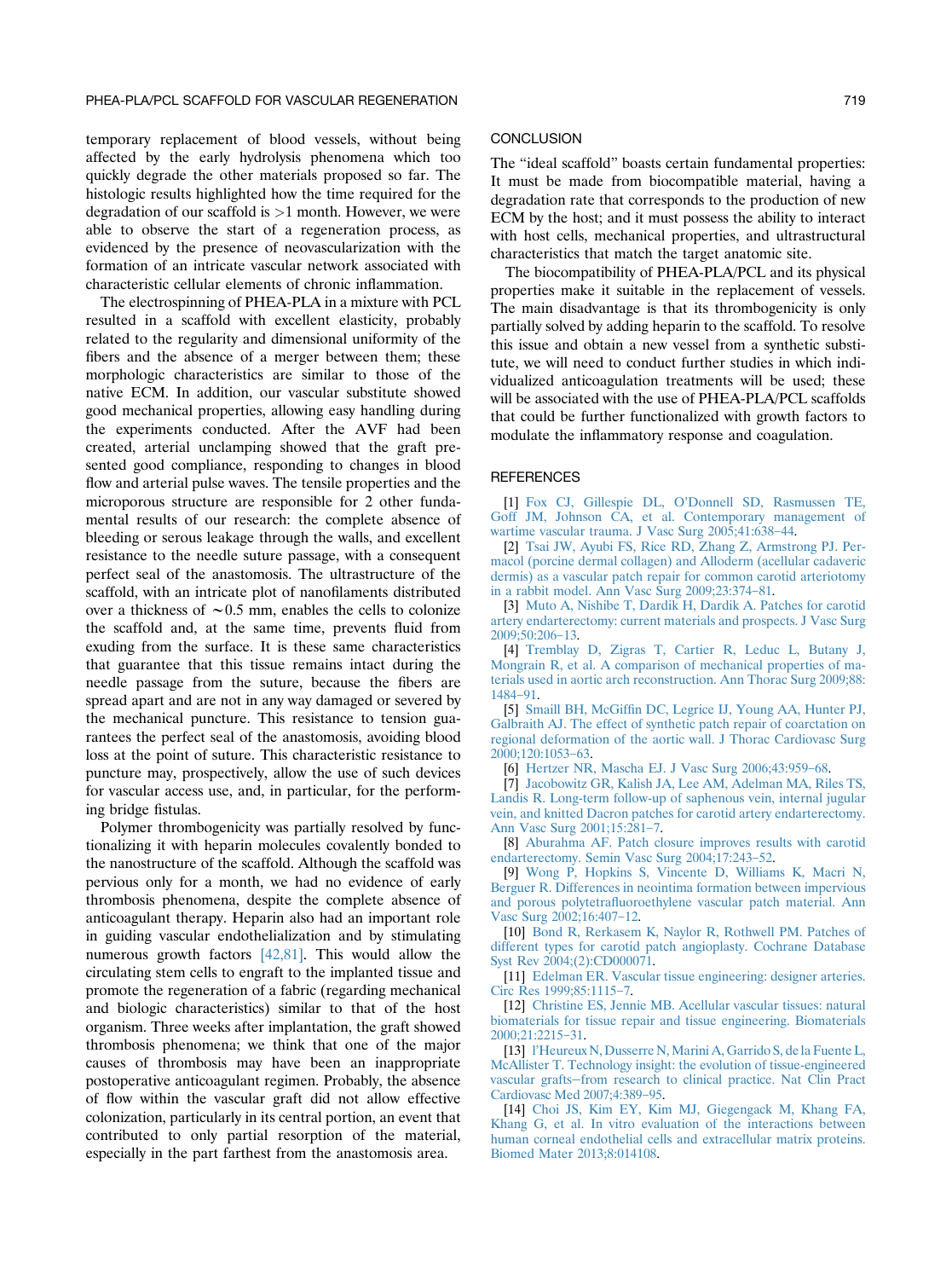temporary replacement of blood vessels, without being affected by the early hydrolysis phenomena which too quickly degrade the other materials proposed so far. The histologic results highlighted how the time required for the degradation of our scaffold is >1 month. However, we were able to observe the start of a regeneration process, as evidenced by the presence of neovascularization with the formation of an intricate vascular network associated with characteristic cellular elements of chronic inflammation.

The electrospinning of PHEA-PLA in a mixture with PCL resulted in a scaffold with excellent elasticity, probably related to the regularity and dimensional uniformity of the fibers and the absence of a merger between them; these morphologic characteristics are similar to those of the native ECM. In addition, our vascular substitute showed good mechanical properties, allowing easy handling during the experiments conducted. After the AVF had been created, arterial unclamping showed that the graft presented good compliance, responding to changes in blood flow and arterial pulse waves. The tensile properties and the microporous structure are responsible for 2 other fundamental results of our research: the complete absence of bleeding or serous leakage through the walls, and excellent resistance to the needle suture passage, with a consequent perfect seal of the anastomosis. The ultrastructure of the scaffold, with an intricate plot of nanofilaments distributed over a thickness of ~0.5 mm, enables the cells to colonize the scaffold and, at the same time, prevents fluid from exuding from the surface. It is these same characteristics that guarantee that this tissue remains intact during the needle passage from the suture, because the fibers are spread apart and are not in any way damaged or severed by the mechanical puncture. This resistance to tension guarantees the perfect seal of the anastomosis, avoiding blood loss at the point of suture. This characteristic resistance to puncture may, prospectively, allow the use of such devices for vascular access use, and, in particular, for the performing bridge fistulas.

Polymer thrombogenicity was partially resolved by functionalizing it with heparin molecules covalently bonded to the nanostructure of the scaffold. Although the scaffold was pervious only for a month, we had no evidence of early thrombosis phenomena, despite the complete absence of anticoagulant therapy. Heparin also had an important role in guiding vascular endothelialization and by stimulating numerous growth factors [42,81]. This would allow the circulating stem cells to engraft to the implanted tissue and promote the regeneration of a fabric (regarding mechanical and biologic characteristics) similar to that of the host organism. Three weeks after implantation, the graft showed thrombosis phenomena; we think that one of the major causes of thrombosis may have been an inappropriate postoperative anticoagulant regimen. Probably, the absence of flow within the vascular graft did not allow effective colonization, particularly in its central portion, an event that contributed to only partial resorption of the material, especially in the part farthest from the anastomosis area.

## CONCLUSION

The "ideal scaffold" boasts certain fundamental properties: It must be made from biocompatible material, having a degradation rate that corresponds to the production of new ECM by the host; and it must possess the ability to interact with host cells, mechanical properties, and ultrastructural characteristics that match the target anatomic site.

The biocompatibility of PHEA-PLA/PCL and its physical properties make it suitable in the replacement of vessels. The main disadvantage is that its thrombogenicity is only partially solved by adding heparin to the scaffold. To resolve this issue and obtain a new vessel from a synthetic substitute, we will need to conduct further studies in which individualized anticoagulation treatments will be used; these will be associated with the use of PHEA-PLA/PCL scaffolds that could be further functionalized with growth factors to modulate the inflammatory response and coagulation.

## REFERENCES

[1] Fox CJ, Gillespie DL, O'Donnell SD, Rasmussen TE, Goff JM, Johnson CA, et al. Contemporary management of wartime vascular trauma. J Vasc Surg 2005;41:638–44.

[2] Tsai JW, Ayubi FS, Rice RD, Zhang Z, Armstrong PJ. Permacol (porcine dermal collagen) and Alloderm (acellular cadaveric dermis) as a vascular patch repair for common carotid arteriotomy in a rabbit model. Ann Vasc Surg 2009;23:374–81.

[3] Muto A, Nishibe T, Dardik H, Dardik A. Patches for carotid artery endarterectomy: current materials and prospects. J Vasc Surg 2009;50:206–13.

[4] Tremblay D, Zigras T, Cartier R, Leduc L, Butany J, Mongrain R, et al. A comparison of mechanical properties of materials used in aortic arch reconstruction. Ann Thorac Surg 2009;88:1484–91.

[5] Smaill BH, McGiffin DC, Legrice IJ, Young AA, Hunter PJ, Galbraith AJ. The effect of synthetic patch repair of coarctation on regional deformation of the aortic wall. J Thorac Cardiovasc Surg 2000;120:1053–63.

[6] Hertzer NR, Mascha EJ. J Vasc Surg 2006;43:959–68.

[7] Jacobowitz GR, Kalish JA, Lee AM, Adelman MA, Riles TS, Landis R. Long-term follow-up of saphenous vein, internal jugular vein, and knitted Dacron patches for carotid artery endarterectomy. Ann Vasc Surg 2001;15:281–7.

[8] Aburahma AF. Patch closure improves results with carotid endarterectomy. Semin Vasc Surg 2004;17:243–52.

[9] Wong P, Hopkins S, Vincente D, Williams K, Macri N, Berguer R. Differences in neointima formation between impervious and porous polytetrafluoroethylene vascular patch material. Ann Vasc Surg 2002;16:407–12.

[10] Bond R, Rerkasem K, Naylor R, Rothwell PM. Patches of different types for carotid patch angioplasty. Cochrane Database Syst Rev 2004;(2):CD000071.

[11] Edelman ER. Vascular tissue engineering: designer arteries. Circ Res 1999;85:1115–7.

[12] Christine ES, Jennie MB. Acellular vascular tissues: natural biomaterials for tissue repair and tissue engineering. Biomaterials 2000;21:2215–31.

[13] l'Heureux N, Dusserre N, Marini A, Garrido S, de la Fuente L, McAllister T. Technology insight: the evolution of tissue-engineered vascular grafts—from research to clinical practice. Nat Clin Pract Cardiovasc Med 2007;4:389–95.

[14] Choi JS, Kim EY, Kim MJ, Giegengack M, Khang FA, Khang G, et al. In vitro evaluation of the interactions between human corneal endothelial cells and extracellular matrix proteins. Biomed Mater 2013;8:014108.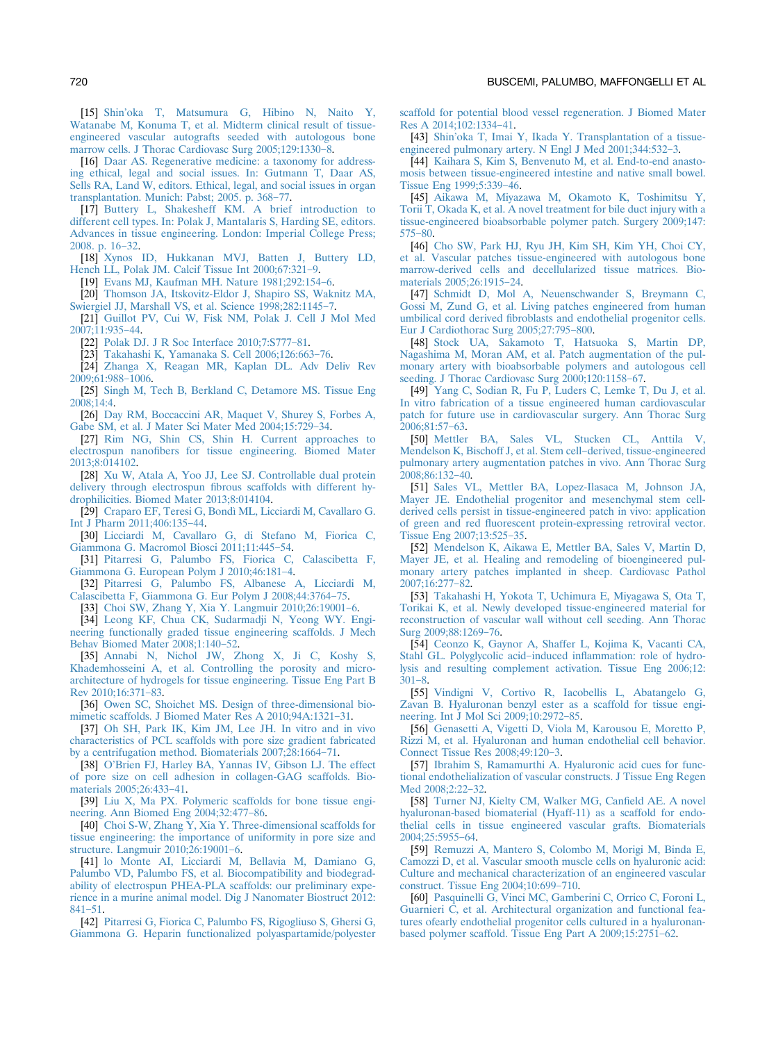[15] Shin'oka T, Matsumura G, Hibino N, Naito Y, Watanabe M, Konuma T, et al. Midterm clinical result of tissue-engineered vascular autografts seeded with autologous bone marrow cells. J Thorac Cardiovasc Surg 2005;129:1330–8.

[16] Daar AS. Regenerative medicine: a taxonomy for addressing ethical, legal and social issues. In: Gutmann T, Daar AS, Sells RA, Land W, editors. Ethical, legal, and social issues in organ transplantation. Munich: Pabst; 2005. p. 368–77.

[17] Buttery L, Shakesheff KM. A brief introduction to different cell types. In: Polak J, Mantalaris S, Harding SE, editors. Advances in tissue engineering. London: Imperial College Press; 2008. p. 16–32.

[18] Xynos ID, Hukkanan MVJ, Batten J, Buttery LD, Hench LL, Polak JM. Calcif Tissue Int 2000;67:321–9.

[19] Evans MJ, Kaufman MH. Nature 1981;292:154–6.

[20] Thomson JA, Itskovitz-Eldor J, Shapiro SS, Waknitz MA, Swiergiel JJ, Marshall VS, et al. Science 1998;282:1145–7.

[21] Guillot PV, Cui W, Fisk NM, Polak J. Cell J Mol Med 2007;11:935–44.

[22] Polak DJ. J R Soc Interface 2010;7:S777–81.

[23] Takahashi K, Yamanaka S. Cell 2006;126:663–76.

[24] Zhanga X, Reagan MR, Kaplan DL. Adv Deliv Rev 2009;61:988–1006.

[25] Singh M, Tech B, Berkland C, Detamore MS. Tissue Eng 2008;14:4.

[26] Day RM, Boccaccini AR, Maquet V, Shurey S, Forbes A, Gabe SM, et al. J Mater Sci Mater Med 2004;15:729–34.

[27] Rim NG, Shin CS, Shin H. Current approaches to electrospun nanofibers for tissue engineering. Biomed Mater 2013;8:014102.

[28] Xu W, Atala A, Yoo JJ, Lee SJ. Controllable dual protein delivery through electrospun fibrous scaffolds with different hydrophilicities. Biomed Mater 2013;8:014104.

[29] Craparo EF, Teresi G, Bondì ML, Licciardi M, Cavallaro G. Int J Pharm 2011;406:135–44.

[30] Licciardi M, Cavallaro G, di Stefano M, Fiorica C, Giammona G. Macromol Biosci 2011;11:445–54.

[31] Pitarresi G, Palumbo FS, Fiorica C, Calascibetta F, Giammona G. European Polym J 2010;46:181–4.

[32] Pitarresi G, Palumbo FS, Albanese A, Licciardi M, Calascibetta F, Giammona G. Eur Polym J 2008;44:3764–75.

[33] Choi SW, Zhang Y, Xia Y. Langmuir 2010;26:19001–6.

[34] Leong KF, Chua CK, Sudarmadji N, Yeong WY. Engineering functionally graded tissue engineering scaffolds. J Mech Behav Biomed Mater 2008;1:140–52.

[35] Annabi N, Nichol JW, Zhong X, Ji C, Koshy S, Khademhosseini A, et al. Controlling the porosity and microarchitecture of hydrogels for tissue engineering. Tissue Eng Part B Rev 2010;16:371–83.

[36] Owen SC, Shoichet MS. Design of three-dimensional biomimetic scaffolds. J Biomed Mater Res A 2010;94A:1321–31.

[37] Oh SH, Park IK, Kim JM, Lee JH. In vitro and in vivo characteristics of PCL scaffolds with pore size gradient fabricated by a centrifugation method. Biomaterials 2007;28:1664–71.

[38] O'Brien FJ, Harley BA, Yannas IV, Gibson LJ. The effect of pore size on cell adhesion in collagen-GAG scaffolds. Biomaterials 2005;26:433–41.

[39] Liu X, Ma PX. Polymeric scaffolds for bone tissue engineering. Ann Biomed Eng 2004;32:477–86.

[40] Choi S-W, Zhang Y, Xia Y. Three-dimensional scaffolds for tissue engineering: the importance of uniformity in pore size and structure. Langmuir 2010;26:19001–6.

[41] lo Monte AI, Licciardi M, Bellavia M, Damiano G, Palumbo VD, Palumbo FS, et al. Biocompatibility and biodegradability of electrospun PHEA-PLA scaffolds: our preliminary experience in a murine animal model. Dig J Nanomater Biostruct 2012: 841–51.

[42] Pitarresi G, Fiorica C, Palumbo FS, Rigogliuso S, Ghersi G, Giammona G. Heparin functionalized polyaspartamide/polyester scaffold for potential blood vessel regeneration. J Biomed Mater Res A 2014;102:1334–41.

[43] Shin'oka T, Imai Y, Ikada Y. Transplantation of a tissue-engineered pulmonary artery. N Engl J Med 2001;344:532–3.

[44] Kaihara S, Kim S, Benvenuto M, et al. End-to-end anastomosis between tissue-engineered intestine and native small bowel. Tissue Eng 1999;5:339–46.

[45] Aikawa M, Miyazawa M, Okamoto K, Toshimitsu Y, Torii T, Okada K, et al. A novel treatment for bile duct injury with a tissue-engineered bioabsorbable polymer patch. Surgery 2009;147: 575–80.

[46] Cho SW, Park HJ, Ryu JH, Kim SH, Kim YH, Choi CY, et al. Vascular patches tissue-engineered with autologous bone marrow-derived cells and decellularized tissue matrices. Biomaterials 2005;26:1915–24.

[47] Schmidt D, Mol A, Neuenschwander S, Breymann C, Gossi M, Zund G, et al. Living patches engineered from human umbilical cord derived fibroblasts and endothelial progenitor cells. Eur J Cardiothorac Surg 2005;27:795–800.

[48] Stock UA, Sakamoto T, Hatsuoka S, Martin DP, Nagashima M, Moran AM, et al. Patch augmentation of the pulmonary artery with bioabsorbable polymers and autologous cell seeding. J Thorac Cardiovasc Surg 2000;120:1158–67.

[49] Yang C, Sodian R, Fu P, Luders C, Lemke T, Du J, et al. In vitro fabrication of a tissue engineered human cardiovascular patch for future use in cardiovascular surgery. Ann Thorac Surg 2006;81:57–63.

[50] Mettler BA, Sales VL, Stucken CL, Anttila V, Mendelson K, Bischoff J, et al. Stem cell–derived, tissue-engineered pulmonary artery augmentation patches in vivo. Ann Thorac Surg 2008;86:132–40.

[51] Sales VL, Mettler BA, Lopez-Ilasaca M, Johnson JA, Mayer JE. Endothelial progenitor and mesenchymal stem cell-derived cells persist in tissue-engineered patch in vivo: application of green and red fluorescent protein-expressing retroviral vector. Tissue Eng 2007;13:525–35.

[52] Mendelson K, Aikawa E, Mettler BA, Sales V, Martin D, Mayer JE, et al. Healing and remodeling of bioengineered pulmonary artery patches implanted in sheep. Cardiovasc Pathol 2007;16:277–82.

[53] Takahashi H, Yokota T, Uchimura E, Miyagawa S, Ota T, Torikai K, et al. Newly developed tissue-engineered material for reconstruction of vascular wall without cell seeding. Ann Thorac Surg 2009;88:1269–76.

[54] Ceonzo K, Gaynor A, Shaffer L, Kojima K, Vacanti CA, Stahl GL. Polyglycolic acid–induced inflammation: role of hydrolysis and resulting complement activation. Tissue Eng 2006;12: 301–8.

[55] Vindigni V, Cortivo R, Iacobellis L, Abatangelo G, Zavan B. Hyaluronan benzyl ester as a scaffold for tissue engineering. Int J Mol Sci 2009;10:2972–85.

[56] Genasetti A, Vigetti D, Viola M, Karousou E, Moretto P, Rizzi M, et al. Hyaluronan and human endothelial cell behavior. Connect Tissue Res 2008;49:120–3.

[57] Ibrahim S, Ramamurthi A. Hyaluronic acid cues for functional endothelialization of vascular constructs. J Tissue Eng Regen Med 2008;2:22–32.

[58] Turner NJ, Kielty CM, Walker MG, Canfield AE. A novel hyaluronan-based biomaterial (Hyaff-11) as a scaffold for endothelial cells in tissue engineered vascular grafts. Biomaterials 2004;25:5955–64.

[59] Remuzzi A, Mantero S, Colombo M, Morigi M, Binda E, Camozzi D, et al. Vascular smooth muscle cells on hyaluronic acid: Culture and mechanical characterization of an engineered vascular construct. Tissue Eng 2004;10:699–710.

[60] Pasquinelli G, Vinci MC, Gamberini C, Orrico C, Foroni L, Guarnieri C, et al. Architectural organization and functional features ofearly endothelial progenitor cells cultured in a hyaluronan-based polymer scaffold. Tissue Eng Part A 2009;15:2751–62.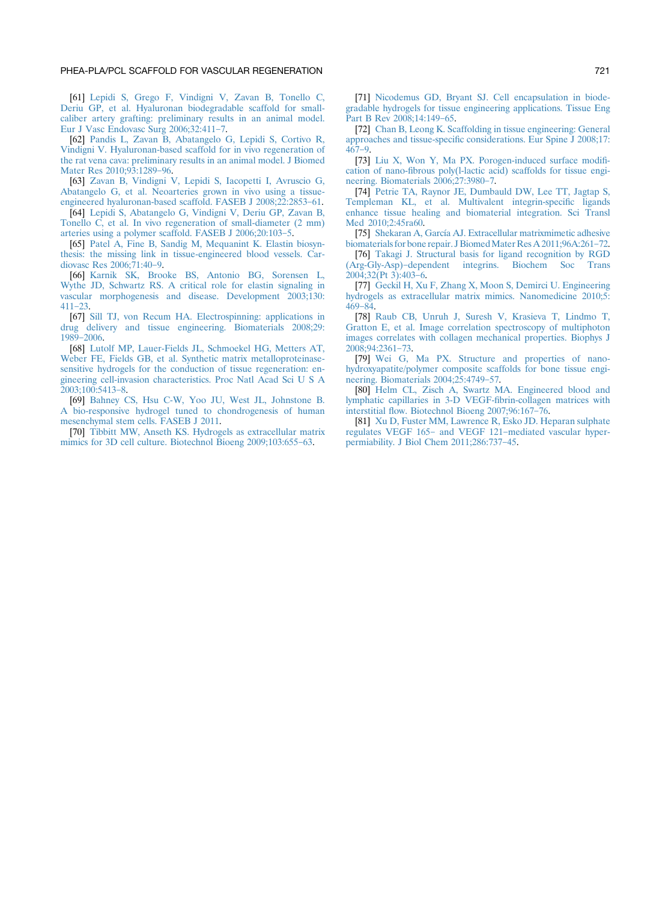[61] Lepidi S, Grego F, Vindigni V, Zavan B, Tonello C, Deriu GP, et al. Hyaluronan biodegradable scaffold for small-caliber artery grafting: preliminary results in an animal model. Eur J Vasc Endovasc Surg 2006;32:411–7.

[62] Pandis L, Zavan B, Abatangelo G, Lepidi S, Cortivo R, Vindigni V. Hyaluronan-based scaffold for in vivo regeneration of the rat vena cava: preliminary results in an animal model. J Biomed Mater Res 2010;93:1289–96.

[63] Zavan B, Vindigni V, Lepidi S, Iacopetti I, Avruscio G, Abatangelo G, et al. Neoarteries grown in vivo using a tissue-engineered hyaluronan-based scaffold. FASEB J 2008;22:2853–61.

[64] Lepidi S, Abatangelo G, Vindigni V, Deriu GP, Zavan B, Tonello C, et al. In vivo regeneration of small-diameter (2 mm) arteries using a polymer scaffold. FASEB J 2006;20:103–5.

[65] Patel A, Fine B, Sandig M, Mequanint K. Elastin biosynthesis: the missing link in tissue-engineered blood vessels. Cardiovasc Res 2006;71:40–9.

[66] Karnik SK, Brooke BS, Antonio BG, Sorensen L, Wythe JD, Schwartz RS. A critical role for elastin signaling in vascular morphogenesis and disease. Development 2003;130:411–23.

[67] Sill TJ, von Recum HA. Electrospinning: applications in drug delivery and tissue engineering. Biomaterials 2008;29:1989–2006.

[68] Lutolf MP, Lauer-Fields JL, Schmoekel HG, Metters AT, Weber FE, Fields GB, et al. Synthetic matrix metalloproteinase-sensitive hydrogels for the conduction of tissue regeneration: engineering cell-invasion characteristics. Proc Natl Acad Sci U S A 2003;100:5413–8.

[69] Bahney CS, Hsu C-W, Yoo JU, West JL, Johnstone B. A bio-responsive hydrogel tuned to chondrogenesis of human mesenchymal stem cells. FASEB J 2011.

[70] Tibbitt MW, Anseth KS. Hydrogels as extracellular matrix mimics for 3D cell culture. Biotechnol Bioeng 2009;103:655–63.

[71] Nicodemus GD, Bryant SJ. Cell encapsulation in biodegradable hydrogels for tissue engineering applications. Tissue Eng Part B Rev 2008;14:149–65.

[72] Chan B, Leong K. Scaffolding in tissue engineering: General approaches and tissue-specific considerations. Eur Spine J 2008;17:467–9.

[73] Liu X, Won Y, Ma PX. Porogen-induced surface modification of nano-fibrous poly(l-lactic acid) scaffolds for tissue engineering. Biomaterials 2006;27:3980–7.

[74] Petrie TA, Raynor JE, Dumbauld DW, Lee TT, Jagtap S, Templeman KL, et al. Multivalent integrin-specific ligands enhance tissue healing and biomaterial integration. Sci Transl Med 2010;2:45ra60.

[75] Shekaran A, García AJ. Extracellular matrixmimetic adhesive biomaterials for bone repair. J Biomed Mater Res A 2011;96A:261–72.

[76] Takagi J. Structural basis for ligand recognition by RGD (Arg-Gly-Asp)–dependent integrins. Biochem Soc Trans 2004;32(Pt 3):403–6.

[77] Geckil H, Xu F, Zhang X, Moon S, Demirci U. Engineering hydrogels as extracellular matrix mimics. Nanomedicine 2010;5:469–84.

[78] Raub CB, Unruh J, Suresh V, Krasieva T, Lindmo T, Gratton E, et al. Image correlation spectroscopy of multiphoton images correlates with collagen mechanical properties. Biophys J 2008;94:2361–73.

[79] Wei G, Ma PX. Structure and properties of nano-hydroxyapatite/polymer composite scaffolds for bone tissue engineering. Biomaterials 2004;25:4749–57.

[80] Helm CL, Zisch A, Swartz MA. Engineered blood and lymphatic capillaries in 3-D VEGF-fibrin-collagen matrices with interstitial flow. Biotechnol Bioeng 2007;96:167–76.

[81] Xu D, Fuster MM, Lawrence R, Esko JD. Heparan sulphate regulates VEGF 165– and VEGF 121–mediated vascular hyperpermiability. J Biol Chem 2011;286:737–45.